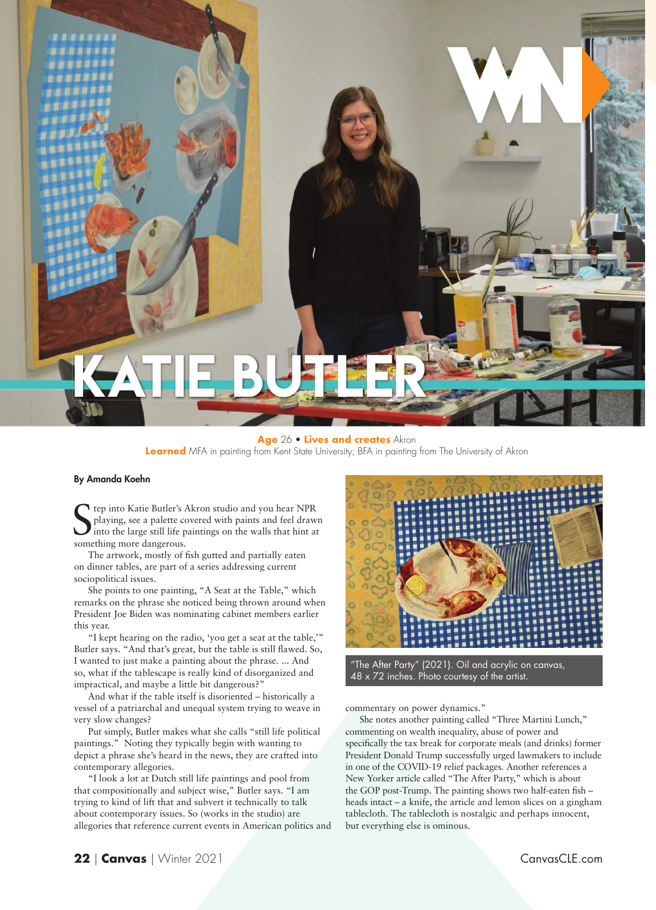# KATIE BUTLER

**Age** 26 • **Lives and creates** Akron
**Learned** MFA in painting from Kent State University; BFA in painting from The University of Akron

**By Amanda Koehn**

Step into Katie Butler's Akron studio and you hear NPR playing, see a palette covered with paints and feel drawn into the large still life paintings on the walls that hint at something more dangerous.

The artwork, mostly of fish gutted and partially eaten on dinner tables, are part of a series addressing current sociopolitical issues.

She points to one painting, "A Seat at the Table," which remarks on the phrase she noticed being thrown around when President Joe Biden was nominating cabinet members earlier this year.

"I kept hearing on the radio, 'you get a seat at the table,'" Butler says. "And that's great, but the table is still flawed. So, I wanted to just make a painting about the phrase. ... And so, what if the tablescape is really kind of disorganized and impractical, and maybe a little bit dangerous?"

And what if the table itself is disoriented – historically a vessel of a patriarchal and unequal system trying to weave in very slow changes?

Put simply, Butler makes what she calls "still life political paintings." Noting they typically begin with wanting to depict a phrase she's heard in the news, they are crafted into contemporary allegories.

"I look a lot at Dutch still life paintings and pool from that compositionally and subject wise," Butler says. "I am trying to kind of lift that and subvert it technically to talk about contemporary issues. So (works in the studio) are allegories that reference current events in American politics and commentary on power dynamics."

She notes another painting called "Three Martini Lunch," commenting on wealth inequality, abuse of power and specifically the tax break for corporate meals (and drinks) former President Donald Trump successfully urged lawmakers to include in one of the COVID-19 relief packages. Another references a New Yorker article called "The After Party," which is about the GOP post-Trump. The painting shows two half-eaten fish – heads intact – a knife, the article and lemon slices on a gingham tablecloth. The tablecloth is nostalgic and perhaps innocent, but everything else is ominous.

"The After Party" (2021). Oil and acrylic on canvas, 48 x 72 inches. Photo courtesy of the artist.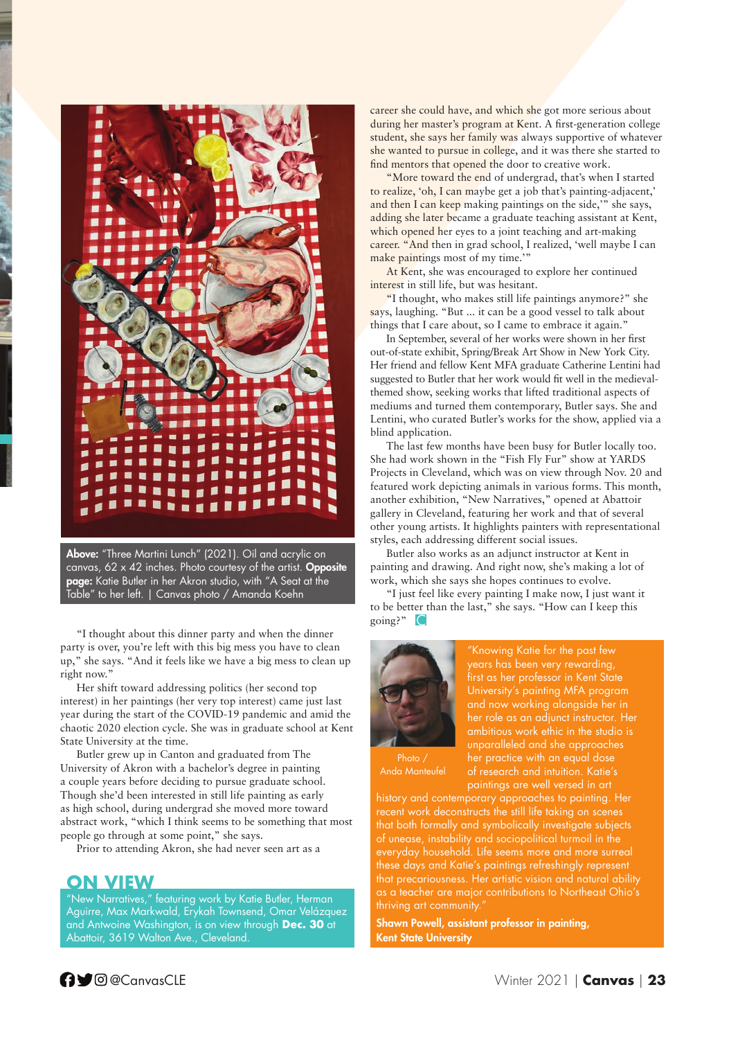Above: "Three Martini Lunch" (2021). Oil and acrylic on canvas, 62 x 42 inches. Photo courtesy of the artist. **Opposite page:** Katie Butler in her Akron studio, with "A Seat at the Table" to her left. | Canvas photo / Amanda Koehn

"I thought about this dinner party and when the dinner party is over, you're left with this big mess you have to clean up," she says. "And it feels like we have a big mess to clean up right now."

Her shift toward addressing politics (her second top interest) in her paintings (her very top interest) came just last year during the start of the COVID-19 pandemic and amid the chaotic 2020 election cycle. She was in graduate school at Kent State University at the time.

Butler grew up in Canton and graduated from The University of Akron with a bachelor's degree in painting a couple years before deciding to pursue graduate school. Though she'd been interested in still life painting as early as high school, during undergrad she moved more toward abstract work, "which I think seems to be something that most people go through at some point," she says.

Prior to attending Akron, she had never seen art as a career she could have, and which she got more serious about during her master's program at Kent. A first-generation college student, she says her family was always supportive of whatever she wanted to pursue in college, and it was there she started to find mentors that opened the door to creative work.

"More toward the end of undergrad, that's when I started to realize, 'oh, I can maybe get a job that's painting-adjacent,' and then I can keep making paintings on the side,'" she says, adding she later became a graduate teaching assistant at Kent, which opened her eyes to a joint teaching and art-making career. "And then in grad school, I realized, 'well maybe I can make paintings most of my time.'"

At Kent, she was encouraged to explore her continued interest in still life, but was hesitant.

"I thought, who makes still life paintings anymore?" she says, laughing. "But ... it can be a good vessel to talk about things that I care about, so I came to embrace it again."

In September, several of her works were shown in her first out-of-state exhibit, Spring/Break Art Show in New York City. Her friend and fellow Kent MFA graduate Catherine Lentini had suggested to Butler that her work would fit well in the medieval-themed show, seeking works that lifted traditional aspects of mediums and turned them contemporary, Butler says. She and Lentini, who curated Butler's works for the show, applied via a blind application.

The last few months have been busy for Butler locally too. She had work shown in the "Fish Fly Fur" show at YARDS Projects in Cleveland, which was on view through Nov. 20 and featured work depicting animals in various forms. This month, another exhibition, "New Narratives," opened at Abattoir gallery in Cleveland, featuring her work and that of several other young artists. It highlights painters with representational styles, each addressing different social issues.

Butler also works as an adjunct instructor at Kent in painting and drawing. And right now, she's making a lot of work, which she says she hopes continues to evolve.

"I just feel like every painting I make now, I just want it to be better than the last," she says. "How can I keep this going?"

## ON VIEW

"New Narratives," featuring work by Katie Butler, Herman Aguirre, Max Markwald, Erykah Townsend, Omar Velázquez and Antwoine Washington, is on view through **Dec. 30** at Abattoir, 3619 Walton Ave., Cleveland.

Photo / Anda Manteufel

"Knowing Katie for the past few years has been very rewarding, first as her professor in Kent State University's painting MFA program and now working alongside her in her role as an adjunct instructor. Her ambitious work ethic in the studio is unparalleled and she approaches her practice with an equal dose of research and intuition. Katie's paintings are well versed in art history and contemporary approaches to painting. Her recent work deconstructs the still life taking on scenes that both formally and symbolically investigate subjects of unease, instability and sociopolitical turmoil in the everyday household. Life seems more and more surreal these days and Katie's paintings refreshingly represent that precariousness. Her artistic vision and natural ability as a teacher are major contributions to Northeast Ohio's thriving art community."

**Shawn Powell, assistant professor in painting, Kent State University**

@CanvasCLE